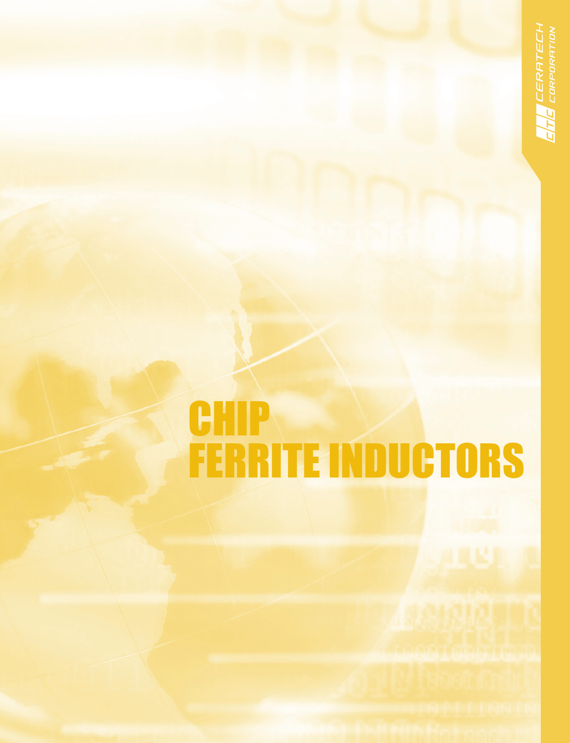CERATECH CORPORATION

# CHIP FERRITE INDUCTORS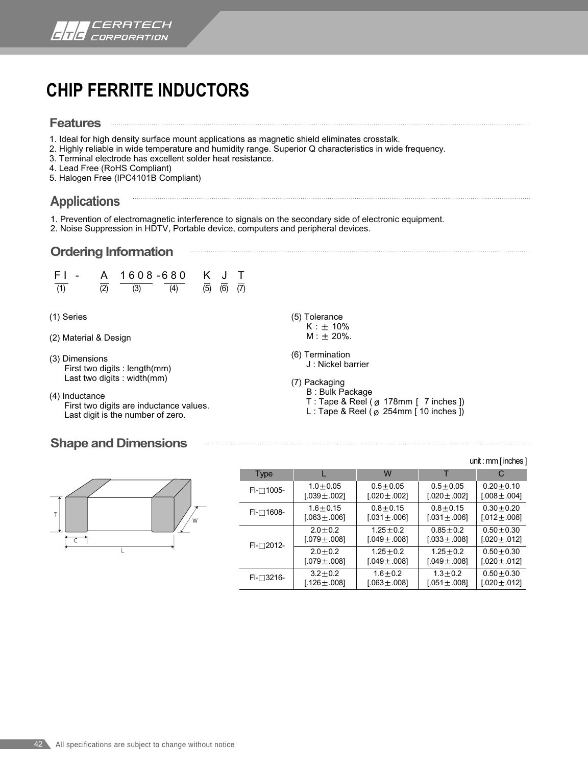# CHIP FERRITE INDUCTORS

## Features

1. Ideal for high density surface mount applications as magnetic shield eliminates crosstalk.
2. Highly reliable in wide temperature and humidity range. Superior Q characteristics in wide frequency.
3. Terminal electrode has excellent solder heat resistance.
4. Lead Free (RoHS Compliant)
5. Halogen Free (IPC4101B Compliant)

## Applications

1. Prevention of electromagnetic interference to signals on the secondary side of electronic equipment.
2. Noise Suppression in HDTV, Portable device, computers and peripheral devices.

## Ordering Information

| FI | - | A | 1608 | -680 | K | J | T |
|---|---|---|---|---|---|---|---|
| (1) | | (2) | (3) | (4) | (5) | (6) | (7) |

(1) Series

(2) Material & Design

(3) Dimensions
  First two digits : length(mm)
  Last two digits : width(mm)

(4) Inductance
  First two digits are inductance values.
  Last digit is the number of zero.

(5) Tolerance
  K : ± 10%
  M : ± 20%.

(6) Termination
  J : Nickel barrier

(7) Packaging
  B : Bulk Package
  T : Tape & Reel ( ø 178mm [ 7 inches ])
  L : Tape & Reel ( ø 254mm [ 10 inches ])

## Shape and Dimensions

unit : mm [ inches ]

| Type | L | W | T | C |
|---|---|---|---|---|
| FI-□1005- | 1.0±0.05 [.039±.002] | 0.5±0.05 [.020±.002] | 0.5±0.05 [.020±.002] | 0.20±0.10 [.008±.004] |
| FI-□1608- | 1.6±0.15 [.063±.006] | 0.8±0.15 [.031±.006] | 0.8±0.15 [.031±.006] | 0.30±0.20 [.012±.008] |
| FI-□2012- | 2.0±0.2 [.079±.008] | 1.25±0.2 [.049±.008] | 0.85±0.2 [.033±.008] | 0.50±0.30 [.020±.012] |
| | 2.0±0.2 [.079±.008] | 1.25±0.2 [.049±.008] | 1.25±0.2 [.049±.008] | 0.50±0.30 [.020±.012] |
| FI-□3216- | 3.2±0.2 [.126±.008] | 1.6±0.2 [.063±.008] | 1.3±0.2 [.051±.008] | 0.50±0.30 [.020±.012] |

All specifications are subject to change without notice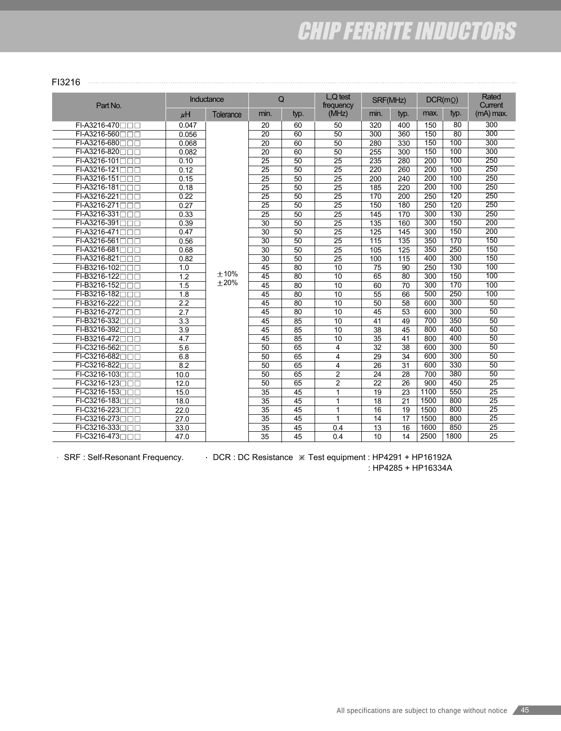## CHIP FERRITE INDUCTORS

### FI3216

| Part No. | Inductance | | Q | | L,Q test frequency (MHz) | SRF(MHz) | | DCR(mΩ) | | Rated Current (mA) max. |
|---|---|---|---|---|---|---|---|---|---|---|
| | μH | Tolerance | min. | typ. | | min. | typ. | max. | typ. | |
| FI-A3216-470□□□ | 0.047 | ±10% ±20% | 20 | 60 | 50 | 320 | 400 | 150 | 80 | 300 |
| FI-A3216-560□□□ | 0.056 | | 20 | 60 | 50 | 300 | 360 | 150 | 80 | 300 |
| FI-A3216-680□□□ | 0.068 | | 20 | 60 | 50 | 280 | 330 | 150 | 100 | 300 |
| FI-A3216-820□□□ | 0.082 | | 20 | 60 | 50 | 255 | 300 | 150 | 100 | 300 |
| FI-A3216-101□□□ | 0.10 | | 25 | 50 | 25 | 235 | 280 | 200 | 100 | 250 |
| FI-A3216-121□□□ | 0.12 | | 25 | 50 | 25 | 220 | 260 | 200 | 100 | 250 |
| FI-A3216-151□□□ | 0.15 | | 25 | 50 | 25 | 200 | 240 | 200 | 100 | 250 |
| FI-A3216-181□□□ | 0.18 | | 25 | 50 | 25 | 185 | 220 | 200 | 100 | 250 |
| FI-A3216-221□□□ | 0.22 | | 25 | 50 | 25 | 170 | 200 | 250 | 120 | 250 |
| FI-A3216-271□□□ | 0.27 | | 25 | 50 | 25 | 150 | 180 | 250 | 120 | 250 |
| FI-A3216-331□□□ | 0.33 | | 25 | 50 | 25 | 145 | 170 | 300 | 130 | 250 |
| FI-A3216-391□□□ | 0.39 | | 30 | 50 | 25 | 135 | 160 | 300 | 150 | 200 |
| FI-A3216-471□□□ | 0.47 | | 30 | 50 | 25 | 125 | 145 | 300 | 150 | 200 |
| FI-A3216-561□□□ | 0.56 | | 30 | 50 | 25 | 115 | 135 | 350 | 170 | 150 |
| FI-A3216-681□□□ | 0.68 | | 30 | 50 | 25 | 105 | 125 | 350 | 250 | 150 |
| FI-A3216-821□□□ | 0.82 | | 30 | 50 | 25 | 100 | 115 | 400 | 300 | 150 |
| FI-B3216-102□□□ | 1.0 | | 45 | 80 | 10 | 75 | 90 | 250 | 130 | 100 |
| FI-B3216-122□□□ | 1.2 | | 45 | 80 | 10 | 65 | 80 | 300 | 150 | 100 |
| FI-B3216-152□□□ | 1.5 | | 45 | 80 | 10 | 60 | 70 | 300 | 170 | 100 |
| FI-B3216-182□□□ | 1.8 | | 45 | 80 | 10 | 55 | 66 | 500 | 250 | 100 |
| FI-B3216-222□□□ | 2.2 | | 45 | 80 | 10 | 50 | 58 | 600 | 300 | 50 |
| FI-B3216-272□□□ | 2.7 | | 45 | 80 | 10 | 45 | 53 | 600 | 300 | 50 |
| FI-B3216-332□□□ | 3.3 | | 45 | 85 | 10 | 41 | 49 | 700 | 350 | 50 |
| FI-B3216-392□□□ | 3.9 | | 45 | 85 | 10 | 38 | 45 | 800 | 400 | 50 |
| FI-B3216-472□□□ | 4.7 | | 45 | 85 | 10 | 35 | 41 | 800 | 400 | 50 |
| FI-C3216-562□□□ | 5.6 | | 50 | 65 | 4 | 32 | 38 | 600 | 300 | 50 |
| FI-C3216-682□□□ | 6.8 | | 50 | 65 | 4 | 29 | 34 | 600 | 300 | 50 |
| FI-C3216-822□□□ | 8.2 | | 50 | 65 | 4 | 26 | 31 | 600 | 330 | 50 |
| FI-C3216-103□□□ | 10.0 | | 50 | 65 | 2 | 24 | 28 | 700 | 380 | 50 |
| FI-C3216-123□□□ | 12.0 | | 50 | 65 | 2 | 22 | 26 | 900 | 450 | 25 |
| FI-C3216-153□□□ | 15.0 | | 35 | 45 | 1 | 19 | 23 | 1100 | 550 | 25 |
| FI-C3216-183□□□ | 18.0 | | 35 | 45 | 1 | 18 | 21 | 1500 | 800 | 25 |
| FI-C3216-223□□□ | 22.0 | | 35 | 45 | 1 | 16 | 19 | 1500 | 800 | 25 |
| FI-C3216-273□□□ | 27.0 | | 35 | 45 | 1 | 14 | 17 | 1500 | 800 | 25 |
| FI-C3216-333□□□ | 33.0 | | 35 | 45 | 0.4 | 13 | 16 | 1600 | 850 | 25 |
| FI-C3216-473□□□ | 47.0 | | 35 | 45 | 0.4 | 10 | 14 | 2500 | 1800 | 25 |

· SRF : Self-Resonant Frequency.　· DCR : DC Resistance　※ Test equipment : HP4291 + HP16192A
: HP4285 + HP16334A

All specifications are subject to change without notice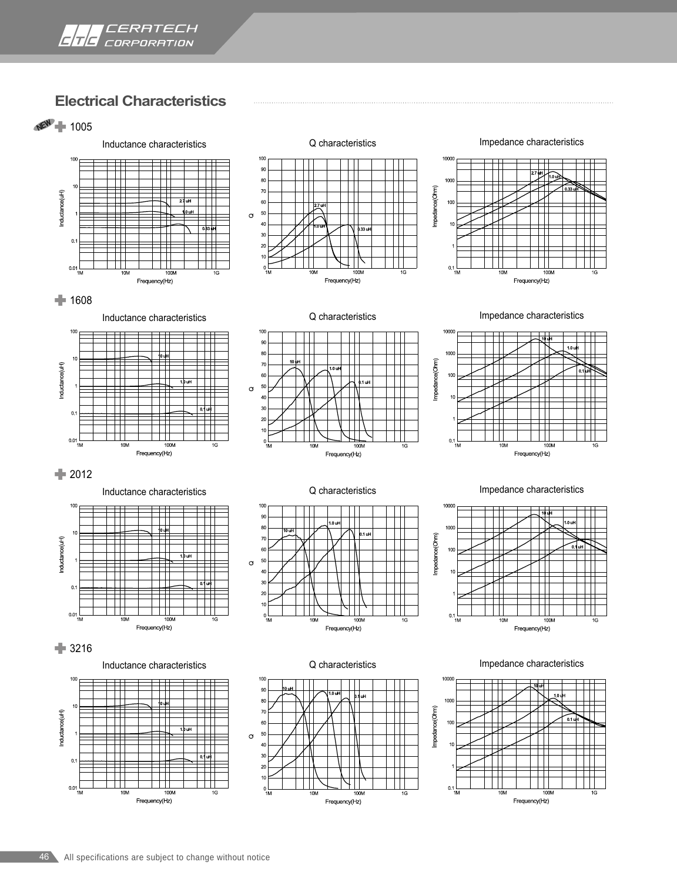## Electrical Characteristics

### NEW 1005

Inductance characteristics

Inductance(uH)
100
10
1
0.1
0.01
1M 10M 100M 1G
Frequency(Hz)
2.7 uH
1.0 uH
0.33 uH

Q characteristics

Q
100 90 80 70 60 50 40 30 20 10 0
1M 10M 100M 1G
Frequency(Hz)
2.7 uH
1.0 uH
0.33 uH

Impedance characteristics

Impedance(Ohm)
10000
1000
100
10
1
0.1
1M 10M 100M 1G
Frequency(Hz)
2.7 uH
1.0 uH
0.33 uH

### 1608

Inductance characteristics

Inductance(uH)
100
10
1
0.1
0.01
1M 10M 100M 1G
Frequency(Hz)
10 uH
1.0 uH
0.1 uH

Q characteristics

Q
100 90 80 70 60 50 40 30 20 10 0
1M 10M 100M 1G
Frequency(Hz)
10 uH
1.0 uH
0.1 uH

Impedance characteristics

Impedance(Ohm)
10000
1000
100
10
1
0.1
1M 10M 100M 1G
Frequency(Hz)
10 uH
1.0 uH
0.1 uH

### 2012

Inductance characteristics

Inductance(uH)
100
10
1
0.1
0.01
1M 10M 100M 1G
Frequency(Hz)
10 uH
1.0 uH
0.1 uH

Q characteristics

Q
100 90 80 70 60 50 40 30 20 10 0
1M 10M 100M 1G
Frequency(Hz)
10 uH
1.0 uH
0.1 uH

Impedance characteristics

Impedance(Ohm)
10000
1000
100
10
1
0.1
1M 10M 100M 1G
Frequency(Hz)
10 uH
1.0 uH
0.1 uH

### 3216

Inductance characteristics

Inductance(uH)
100
10
1
0.1
0.01
1M 10M 100M 1G
Frequency(Hz)
10 uH
1.0 uH
0.1 uH

Q characteristics

Q
100 90 80 70 60 50 40 30 20 10 0
1M 10M 100M 1G
Frequency(Hz)
10 uH
1.0 uH
0.1 uH

Impedance characteristics

Impedance(Ohm)
10000
1000
100
10
1
0.1
1M 10M 100M 1G
Frequency(Hz)
10 uH
1.0 uH
0.1 uH

All specifications are subject to change without notice